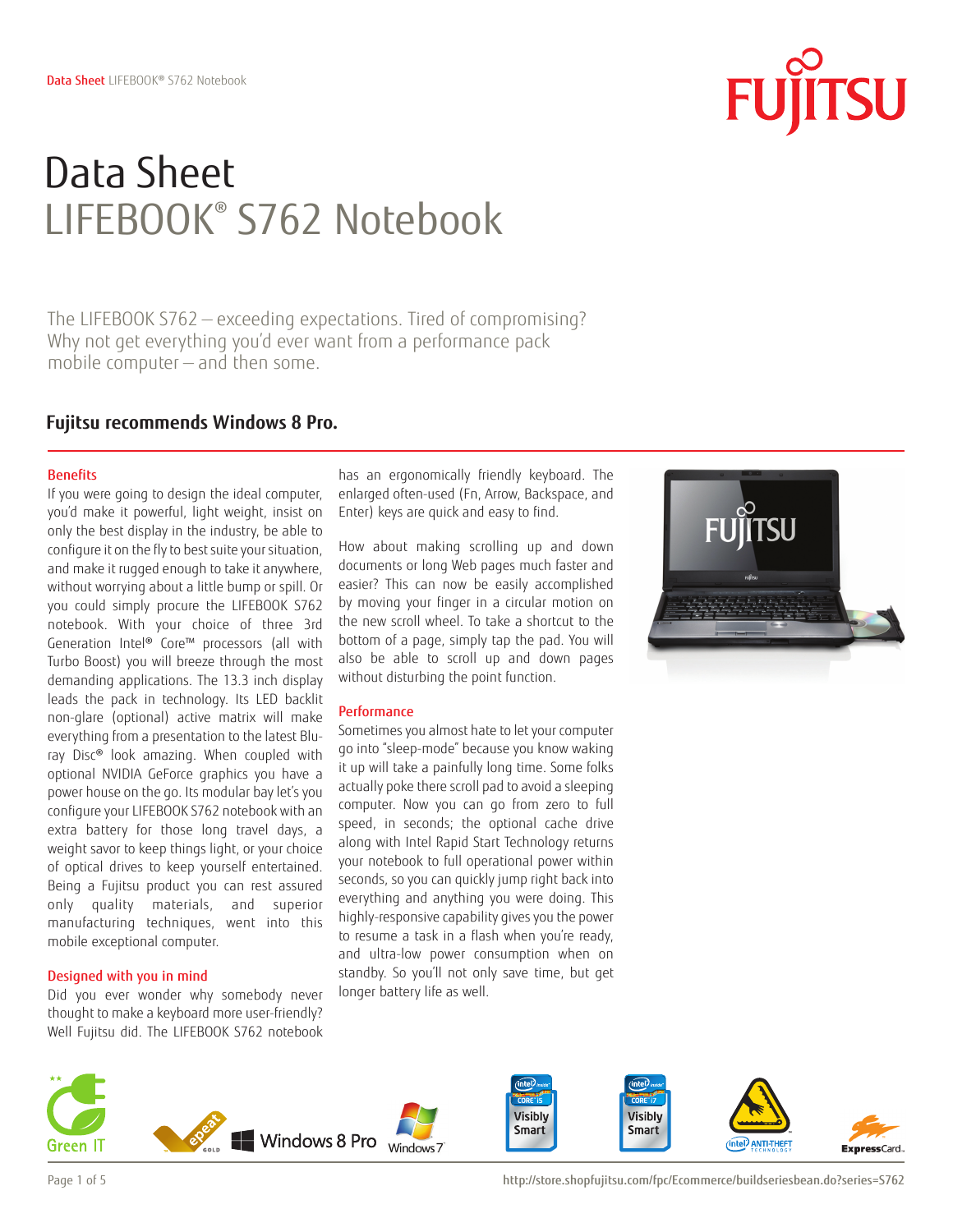# Data Sheet
# LIFEBOOK® S762 Notebook

The LIFEBOOK S762 – exceeding expectations. Tired of compromising? Why not get everything you'd ever want from a performance pack mobile computer – and then some.

**Fujitsu recommends Windows 8 Pro.**

## Benefits

If you were going to design the ideal computer, you'd make it powerful, light weight, insist on only the best display in the industry, be able to configure it on the fly to best suite your situation, and make it rugged enough to take it anywhere, without worrying about a little bump or spill. Or you could simply procure the LIFEBOOK S762 notebook. With your choice of three 3rd Generation Intel® Core™ processors (all with Turbo Boost) you will breeze through the most demanding applications. The 13.3 inch display leads the pack in technology. Its LED backlit non-glare (optional) active matrix will make everything from a presentation to the latest Blu-ray Disc® look amazing. When coupled with optional NVIDIA GeForce graphics you have a power house on the go. Its modular bay let's you configure your LIFEBOOK S762 notebook with an extra battery for those long travel days, a weight savor to keep things light, or your choice of optical drives to keep yourself entertained. Being a Fujitsu product you can rest assured only quality materials, and superior manufacturing techniques, went into this mobile exceptional computer.

## Designed with you in mind

Did you ever wonder why somebody never thought to make a keyboard more user-friendly? Well Fujitsu did. The LIFEBOOK S762 notebook has an ergonomically friendly keyboard. The enlarged often-used (Fn, Arrow, Backspace, and Enter) keys are quick and easy to find.

How about making scrolling up and down documents or long Web pages much faster and easier? This can now be easily accomplished by moving your finger in a circular motion on the new scroll wheel. To take a shortcut to the bottom of a page, simply tap the pad. You will also be able to scroll up and down pages without disturbing the point function.

## Performance

Sometimes you almost hate to let your computer go into "sleep-mode" because you know waking it up will take a painfully long time. Some folks actually poke there scroll pad to avoid a sleeping computer. Now you can go from zero to full speed, in seconds; the optional cache drive along with Intel Rapid Start Technology returns your notebook to full operational power within seconds, so you can quickly jump right back into everything and anything you were doing. This highly-responsive capability gives you the power to resume a task in a flash when you're ready, and ultra-low power consumption when on standby. So you'll not only save time, but get longer battery life as well.

http://store.shopfujitsu.com/fpc/Ecommerce/buildseriesbean.do?series=S762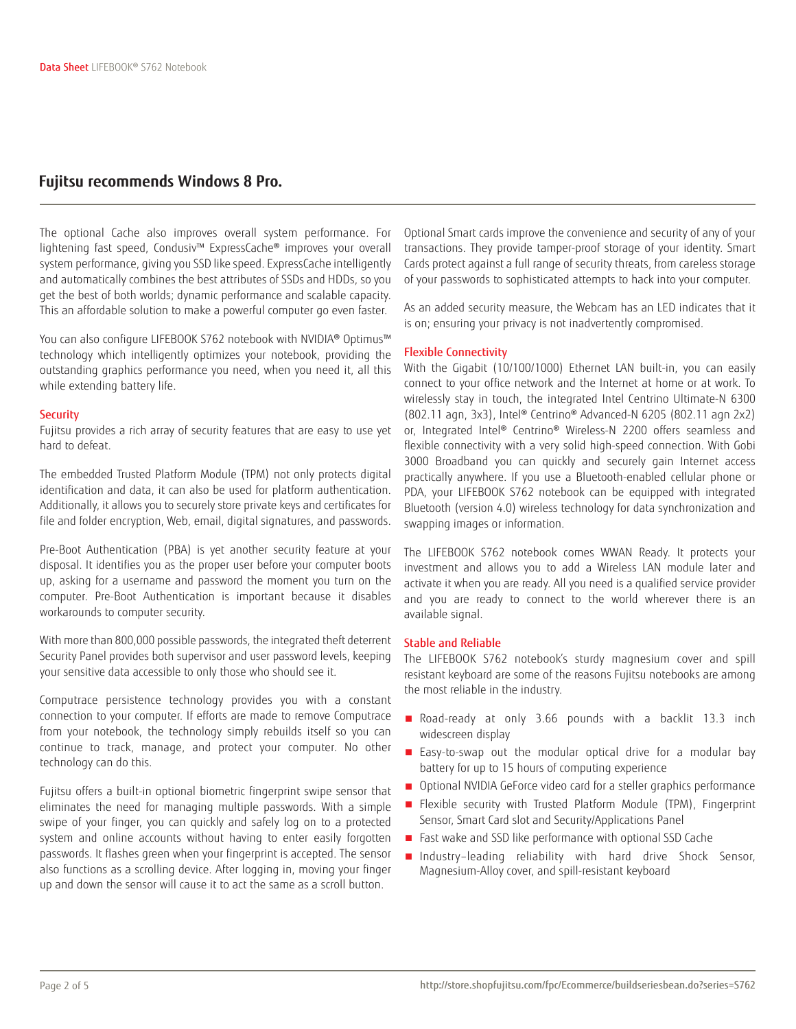## Fujitsu recommends Windows 8 Pro.

The optional Cache also improves overall system performance. For lightening fast speed, Condusiv™ ExpressCache® improves your overall system performance, giving you SSD like speed. ExpressCache intelligently and automatically combines the best attributes of SSDs and HDDs, so you get the best of both worlds; dynamic performance and scalable capacity. This an affordable solution to make a powerful computer go even faster.

You can also configure LIFEBOOK S762 notebook with NVIDIA® Optimus™ technology which intelligently optimizes your notebook, providing the outstanding graphics performance you need, when you need it, all this while extending battery life.

### Security

Fujitsu provides a rich array of security features that are easy to use yet hard to defeat.

The embedded Trusted Platform Module (TPM) not only protects digital identification and data, it can also be used for platform authentication. Additionally, it allows you to securely store private keys and certificates for file and folder encryption, Web, email, digital signatures, and passwords.

Pre-Boot Authentication (PBA) is yet another security feature at your disposal. It identifies you as the proper user before your computer boots up, asking for a username and password the moment you turn on the computer. Pre-Boot Authentication is important because it disables workarounds to computer security.

With more than 800,000 possible passwords, the integrated theft deterrent Security Panel provides both supervisor and user password levels, keeping your sensitive data accessible to only those who should see it.

Computrace persistence technology provides you with a constant connection to your computer. If efforts are made to remove Computrace from your notebook, the technology simply rebuilds itself so you can continue to track, manage, and protect your computer. No other technology can do this.

Fujitsu offers a built-in optional biometric fingerprint swipe sensor that eliminates the need for managing multiple passwords. With a simple swipe of your finger, you can quickly and safely log on to a protected system and online accounts without having to enter easily forgotten passwords. It flashes green when your fingerprint is accepted. The sensor also functions as a scrolling device. After logging in, moving your finger up and down the sensor will cause it to act the same as a scroll button.

Optional Smart cards improve the convenience and security of any of your transactions. They provide tamper-proof storage of your identity. Smart Cards protect against a full range of security threats, from careless storage of your passwords to sophisticated attempts to hack into your computer.

As an added security measure, the Webcam has an LED indicates that it is on; ensuring your privacy is not inadvertently compromised.

### Flexible Connectivity

With the Gigabit (10/100/1000) Ethernet LAN built-in, you can easily connect to your office network and the Internet at home or at work. To wirelessly stay in touch, the integrated Intel Centrino Ultimate-N 6300 (802.11 agn, 3x3), Intel® Centrino® Advanced-N 6205 (802.11 agn 2x2) or, Integrated Intel® Centrino® Wireless-N 2200 offers seamless and flexible connectivity with a very solid high-speed connection. With Gobi 3000 Broadband you can quickly and securely gain Internet access practically anywhere. If you use a Bluetooth-enabled cellular phone or PDA, your LIFEBOOK S762 notebook can be equipped with integrated Bluetooth (version 4.0) wireless technology for data synchronization and swapping images or information.

The LIFEBOOK S762 notebook comes WWAN Ready. It protects your investment and allows you to add a Wireless LAN module later and activate it when you are ready. All you need is a qualified service provider and you are ready to connect to the world wherever there is an available signal.

### Stable and Reliable

The LIFEBOOK S762 notebook's sturdy magnesium cover and spill resistant keyboard are some of the reasons Fujitsu notebooks are among the most reliable in the industry.

- Road-ready at only 3.66 pounds with a backlit 13.3 inch widescreen display
- Easy-to-swap out the modular optical drive for a modular bay battery for up to 15 hours of computing experience
- Optional NVIDIA GeForce video card for a steller graphics performance
- Flexible security with Trusted Platform Module (TPM), Fingerprint Sensor, Smart Card slot and Security/Applications Panel
- Fast wake and SSD like performance with optional SSD Cache
- Industry–leading reliability with hard drive Shock Sensor, Magnesium-Alloy cover, and spill-resistant keyboard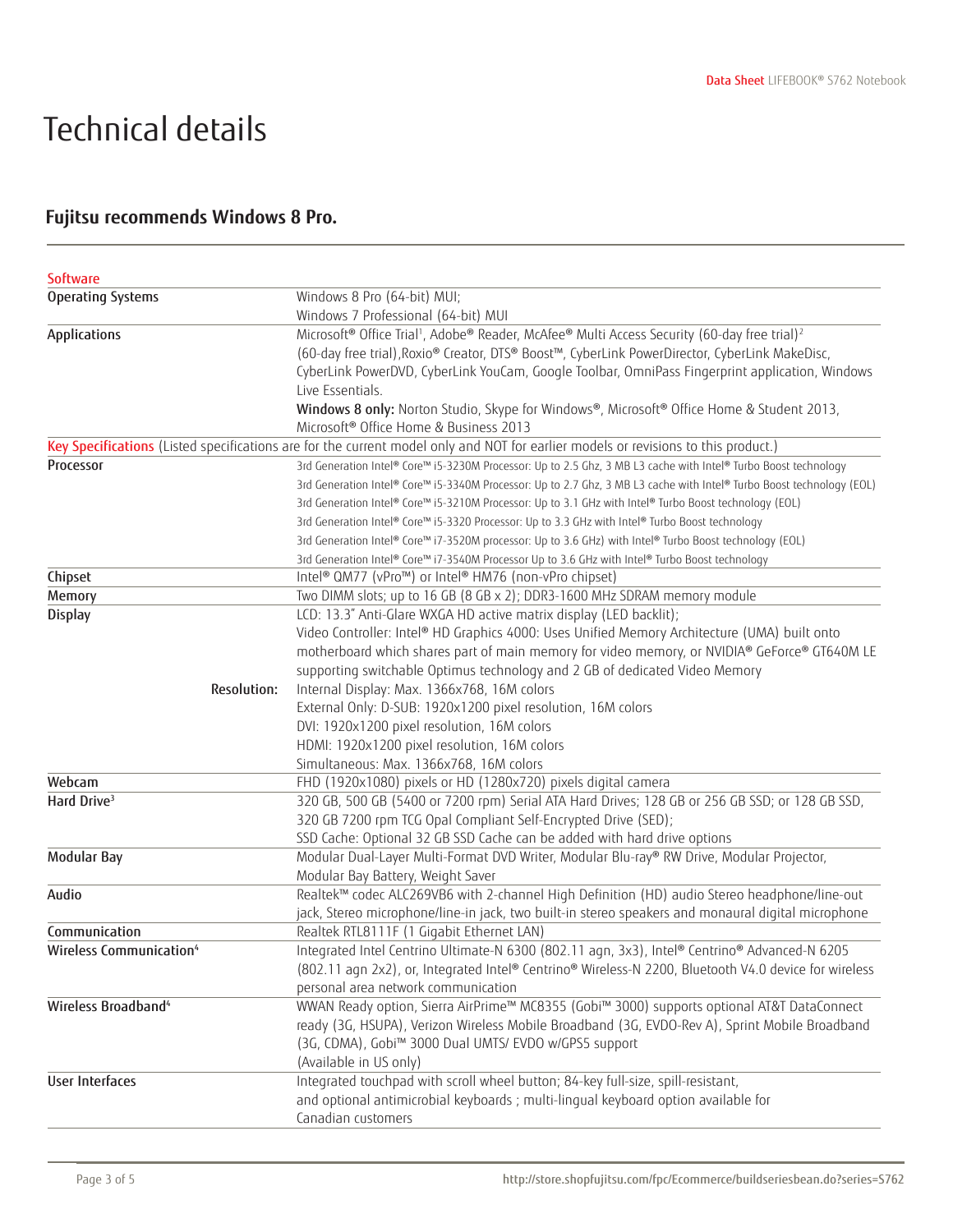# Technical details

## Fujitsu recommends Windows 8 Pro.

| Software | |
|---|---|
| **Operating Systems** | Windows 8 Pro (64-bit) MUI;<br>Windows 7 Professional (64-bit) MUI |
| **Applications** | Microsoft® Office Trial[1], Adobe® Reader, McAfee® Multi Access Security (60-day free trial)[2] (60-day free trial),Roxio® Creator, DTS® Boost™, CyberLink PowerDirector, CyberLink MakeDisc, CyberLink PowerDVD, CyberLink YouCam, Google Toolbar, OmniPass Fingerprint application, Windows Live Essentials.<br>**Windows 8 only:** Norton Studio, Skype for Windows®, Microsoft® Office Home & Student 2013, Microsoft® Office Home & Business 2013 |
| **Key Specifications** (Listed specifications are for the current model only and NOT for earlier models or revisions to this product.) | |
| **Processor** | 3rd Generation Intel® Core™ i5-3230M Processor: Up to 2.5 Ghz, 3 MB L3 cache with Intel® Turbo Boost technology<br>3rd Generation Intel® Core™ i5-3340M Processor: Up to 2.7 Ghz, 3 MB L3 cache with Intel® Turbo Boost technology (EOL)<br>3rd Generation Intel® Core™ i5-3210M Processor: Up to 3.1 GHz with Intel® Turbo Boost technology (EOL)<br>3rd Generation Intel® Core™ i5-3320 Processor: Up to 3.3 GHz with Intel® Turbo Boost technology<br>3rd Generation Intel® Core™ i7-3520M processor: Up to 3.6 GHz) with Intel® Turbo Boost technology (EOL)<br>3rd Generation Intel® Core™ i7-3540M Processor Up to 3.6 GHz with Intel® Turbo Boost technology |
| **Chipset** | Intel® QM77 (vPro™) or Intel® HM76 (non-vPro chipset) |
| **Memory** | Two DIMM slots; up to 16 GB (8 GB x 2); DDR3-1600 MHz SDRAM memory module |
| **Display** | LCD: 13.3" Anti-Glare WXGA HD active matrix display (LED backlit);<br>Video Controller: Intel® HD Graphics 4000: Uses Unified Memory Architecture (UMA) built onto motherboard which shares part of main memory for video memory, or NVIDIA® GeForce® GT640M LE supporting switchable Optimus technology and 2 GB of dedicated Video Memory |
| **Resolution:** | Internal Display: Max. 1366x768, 16M colors<br>External Only: D-SUB: 1920x1200 pixel resolution, 16M colors<br>DVI: 1920x1200 pixel resolution, 16M colors<br>HDMI: 1920x1200 pixel resolution, 16M colors<br>Simultaneous: Max. 1366x768, 16M colors |
| **Webcam** | FHD (1920x1080) pixels or HD (1280x720) pixels digital camera |
| **Hard Drive[3]** | 320 GB, 500 GB (5400 or 7200 rpm) Serial ATA Hard Drives; 128 GB or 256 GB SSD; or 128 GB SSD, 320 GB 7200 rpm TCG Opal Compliant Self-Encrypted Drive (SED);<br>SSD Cache: Optional 32 GB SSD Cache can be added with hard drive options |
| **Modular Bay** | Modular Dual-Layer Multi-Format DVD Writer, Modular Blu-ray® RW Drive, Modular Projector, Modular Bay Battery, Weight Saver |
| **Audio** | Realtek™ codec ALC269VB6 with 2-channel High Definition (HD) audio Stereo headphone/line-out jack, Stereo microphone/line-in jack, two built-in stereo speakers and monaural digital microphone |
| **Communication** | Realtek RTL8111F (1 Gigabit Ethernet LAN) |
| **Wireless Communication[4]** | Integrated Intel Centrino Ultimate-N 6300 (802.11 agn, 3x3), Intel® Centrino® Advanced-N 6205 (802.11 agn 2x2), or, Integrated Intel® Centrino® Wireless-N 2200, Bluetooth V4.0 device for wireless personal area network communication |
| **Wireless Broadband[4]** | WWAN Ready option, Sierra AirPrime™ MC8355 (Gobi™ 3000) supports optional AT&T DataConnect ready (3G, HSUPA), Verizon Wireless Mobile Broadband (3G, EVDO-Rev A), Sprint Mobile Broadband (3G, CDMA), Gobi™ 3000 Dual UMTS/ EVDO w/GPS5 support<br>(Available in US only) |
| **User Interfaces** | Integrated touchpad with scroll wheel button; 84-key full-size, spill-resistant, and optional antimicrobial keyboards ; multi-lingual keyboard option available for Canadian customers |

http://store.shopfujitsu.com/fpc/Ecommerce/buildseriesbean.do?series=S762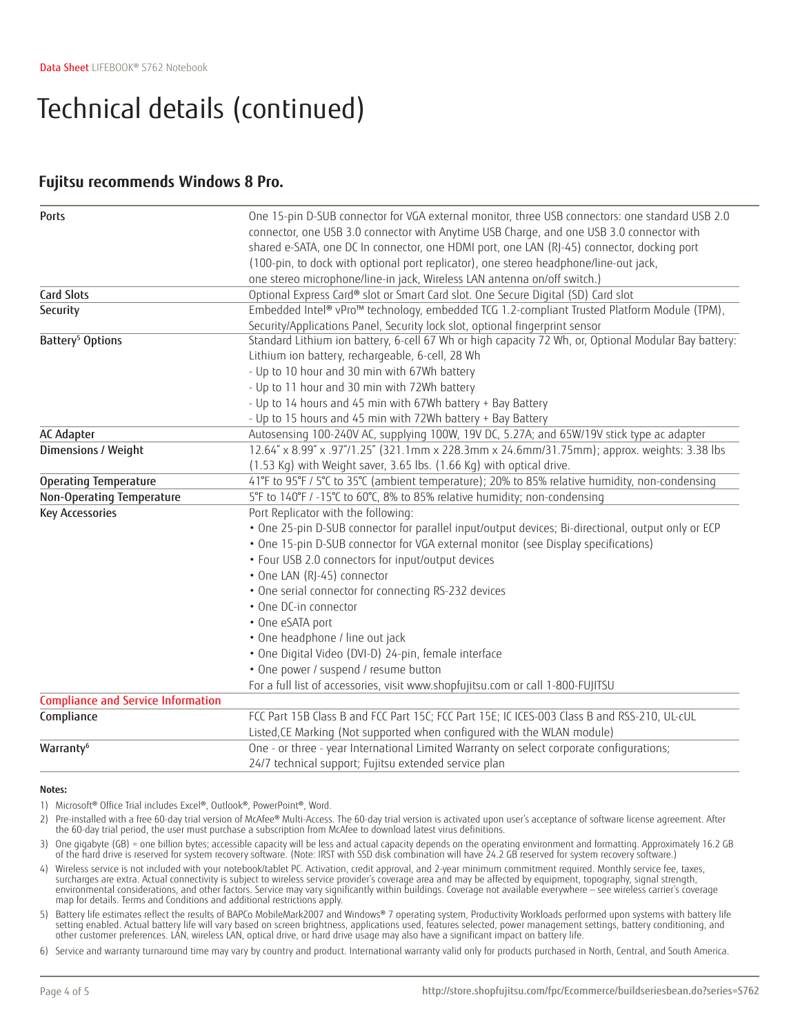# Technical details (continued)

## Fujitsu recommends Windows 8 Pro.

| | |
|---|---|
| **Ports** | One 15-pin D-SUB connector for VGA external monitor, three USB connectors: one standard USB 2.0 connector, one USB 3.0 connector with Anytime USB Charge, and one USB 3.0 connector with shared e-SATA, one DC In connector, one HDMI port, one LAN (RJ-45) connector, docking port (100-pin, to dock with optional port replicator), one stereo headphone/line-out jack, one stereo microphone/line-in jack, Wireless LAN antenna on/off switch.) |
| **Card Slots** | Optional Express Card® slot or Smart Card slot. One Secure Digital (SD) Card slot |
| **Security** | Embedded Intel® vPro™ technology, embedded TCG 1.2-compliant Trusted Platform Module (TPM), Security/Applications Panel, Security lock slot, optional fingerprint sensor |
| **Battery[5] Options** | Standard Lithium ion battery, 6-cell 67 Wh or high capacity 72 Wh, or, Optional Modular Bay battery: Lithium ion battery, rechargeable, 6-cell, 28 Wh<br>- Up to 10 hour and 30 min with 67Wh battery<br>- Up to 11 hour and 30 min with 72Wh battery<br>- Up to 14 hours and 45 min with 67Wh battery + Bay Battery<br>- Up to 15 hours and 45 min with 72Wh battery + Bay Battery |
| **AC Adapter** | Autosensing 100-240V AC, supplying 100W, 19V DC, 5.27A; and 65W/19V stick type ac adapter |
| **Dimensions / Weight** | 12.64" x 8.99" x .97"/1.25" (321.1mm x 228.3mm x 24.6mm/31.75mm); approx. weights: 3.38 lbs (1.53 Kg) with Weight saver, 3.65 lbs. (1.66 Kg) with optical drive. |
| **Operating Temperature** | 41°F to 95°F / 5°C to 35°C (ambient temperature); 20% to 85% relative humidity, non-condensing |
| **Non-Operating Temperature** | 5°F to 140°F / -15°C to 60°C, 8% to 85% relative humidity; non-condensing |
| **Key Accessories** | Port Replicator with the following:<br>• One 25-pin D-SUB connector for parallel input/output devices; Bi-directional, output only or ECP<br>• One 15-pin D-SUB connector for VGA external monitor (see Display specifications)<br>• Four USB 2.0 connectors for input/output devices<br>• One LAN (RJ-45) connector<br>• One serial connector for connecting RS-232 devices<br>• One DC-in connector<br>• One eSATA port<br>• One headphone / line out jack<br>• One Digital Video (DVI-D) 24-pin, female interface<br>• One power / suspend / resume button<br>For a full list of accessories, visit www.shopfujitsu.com or call 1-800-FUJITSU |
| **Compliance and Service Information** | |
| **Compliance** | FCC Part 15B Class B and FCC Part 15C; FCC Part 15E; IC ICES-003 Class B and RSS-210, UL-cUL Listed,CE Marking (Not supported when configured with the WLAN module) |
| **Warranty[6]** | One - or three - year International Limited Warranty on select corporate configurations; 24/7 technical support; Fujitsu extended service plan |

**Notes:**

1) Microsoft® Office Trial includes Excel®, Outlook®, PowerPoint®, Word.
2) Pre-installed with a free 60-day trial version of McAfee® Multi-Access. The 60-day trial version is activated upon user's acceptance of software license agreement. After the 60-day trial period, the user must purchase a subscription from McAfee to download latest virus definitions.
3) One gigabyte (GB) = one billion bytes; accessible capacity will be less and actual capacity depends on the operating environment and formatting. Approximately 16.2 GB of the hard drive is reserved for system recovery software. (Note: IRST with SSD disk combination will have 24.2 GB reserved for system recovery software.)
4) Wireless service is not included with your notebook/tablet PC. Activation, credit approval, and 2-year minimum commitment required. Monthly service fee, taxes, surcharges are extra. Actual connectivity is subject to wireless service provider's coverage area and may be affected by equipment, topography, signal strength, environmental considerations, and other factors. Service may vary significantly within buildings. Coverage not available everywhere – see wireless carrier's coverage map for details. Terms and Conditions and additional restrictions apply.
5) Battery life estimates reflect the results of BAPCo MobileMark2007 and Windows® 7 operating system, Productivity Workloads performed upon systems with battery life setting enabled. Actual battery life will vary based on screen brightness, applications used, features selected, power management settings, battery conditioning, and other customer preferences. LAN, wireless LAN, optical drive, or hard drive usage may also have a significant impact on battery life.
6) Service and warranty turnaround time may vary by country and product. International warranty valid only for products purchased in North, Central, and South America.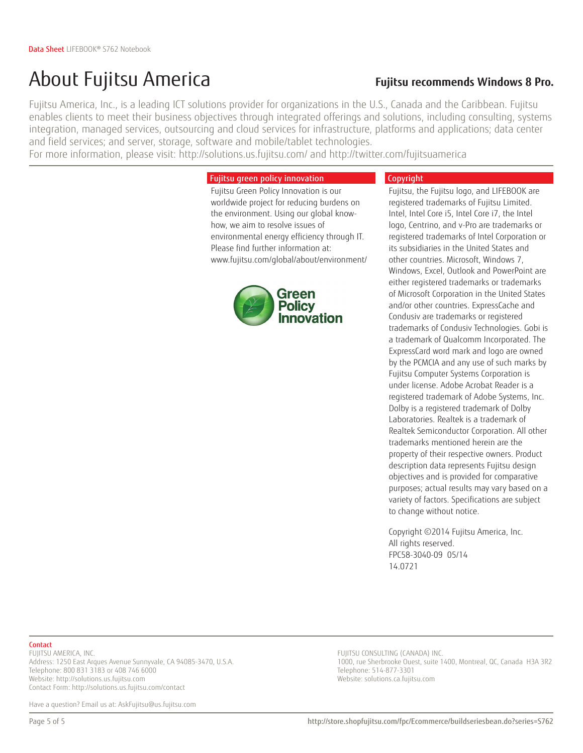# About Fujitsu America

**Fujitsu recommends Windows 8 Pro.**

Fujitsu America, Inc., is a leading ICT solutions provider for organizations in the U.S., Canada and the Caribbean. Fujitsu enables clients to meet their business objectives through integrated offerings and solutions, including consulting, systems integration, managed services, outsourcing and cloud services for infrastructure, platforms and applications; data center and field services; and server, storage, software and mobile/tablet technologies.
For more information, please visit: http://solutions.us.fujitsu.com/ and http://twitter.com/fujitsuamerica

## Fujitsu green policy innovation

Fujitsu Green Policy Innovation is our worldwide project for reducing burdens on the environment. Using our global know-how, we aim to resolve issues of environmental energy efficiency through IT. Please find further information at: www.fujitsu.com/global/about/environment/

Green Policy Innovation

## Copyright

Fujitsu, the Fujitsu logo, and LIFEBOOK are registered trademarks of Fujitsu Limited. Intel, Intel Core i5, Intel Core i7, the Intel logo, Centrino, and v-Pro are trademarks or registered trademarks of Intel Corporation or its subsidiaries in the United States and other countries. Microsoft, Windows 7, Windows, Excel, Outlook and PowerPoint are either registered trademarks or trademarks of Microsoft Corporation in the United States and/or other countries. ExpressCache and Condusiv are trademarks or registered trademarks of Condusiv Technologies. Gobi is a trademark of Qualcomm Incorporated. The ExpressCard word mark and logo are owned by the PCMCIA and any use of such marks by Fujitsu Computer Systems Corporation is under license. Adobe Acrobat Reader is a registered trademark of Adobe Systems, Inc. Dolby is a registered trademark of Dolby Laboratories. Realtek is a trademark of Realtek Semiconductor Corporation. All other trademarks mentioned herein are the property of their respective owners. Product description data represents Fujitsu design objectives and is provided for comparative purposes; actual results may vary based on a variety of factors. Specifications are subject to change without notice.

Copyright ©2014 Fujitsu America, Inc.
All rights reserved.
FPC58-3040-09 05/14
14.0721

**Contact**

FUJITSU AMERICA, INC.
Address: 1250 East Arques Avenue Sunnyvale, CA 94085-3470, U.S.A.
Telephone: 800 831 3183 or 408 746 6000
Website: http://solutions.us.fujitsu.com
Contact Form: http://solutions.us.fujitsu.com/contact

FUJITSU CONSULTING (CANADA) INC.
1000, rue Sherbrooke Ouest, suite 1400, Montreal, QC, Canada H3A 3R2
Telephone: 514-877-3301
Website: solutions.ca.fujitsu.com

Have a question? Email us at: AskFujitsu@us.fujitsu.com

http://store.shopfujitsu.com/fpc/Ecommerce/buildseriesbean.do?series=S762